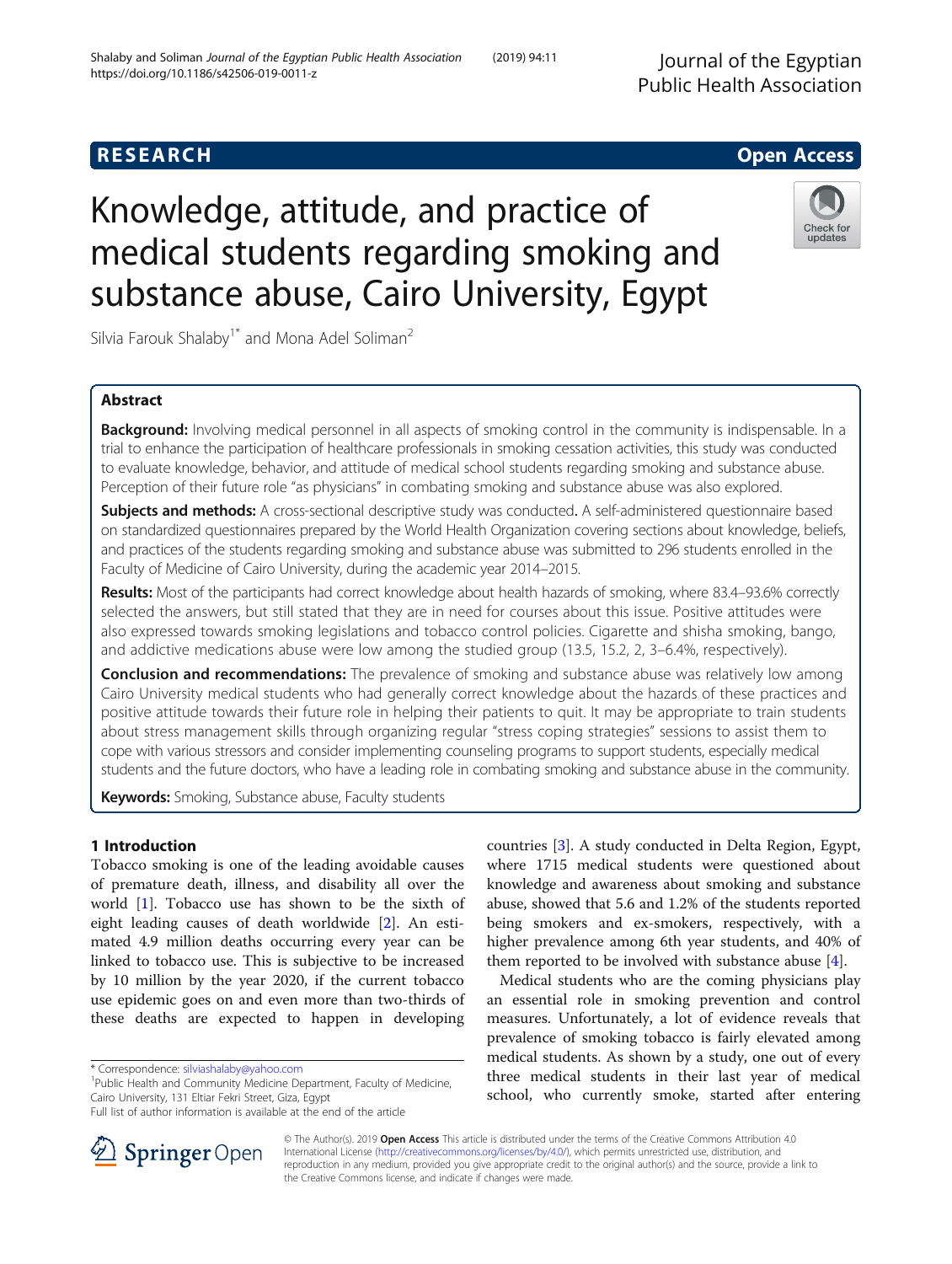RESEARCH Open Access

# Knowledge, attitude, and practice of medical students regarding smoking and substance abuse, Cairo University, Egypt

Silvia Farouk Shalaby[1*] and Mona Adel Soliman[2]

## Abstract

**Background:** Involving medical personnel in all aspects of smoking control in the community is indispensable. In a trial to enhance the participation of healthcare professionals in smoking cessation activities, this study was conducted to evaluate knowledge, behavior, and attitude of medical school students regarding smoking and substance abuse. Perception of their future role "as physicians" in combating smoking and substance abuse was also explored.

**Subjects and methods:** A cross-sectional descriptive study was conducted**.** A self-administered questionnaire based on standardized questionnaires prepared by the World Health Organization covering sections about knowledge, beliefs, and practices of the students regarding smoking and substance abuse was submitted to 296 students enrolled in the Faculty of Medicine of Cairo University, during the academic year 2014–2015.

**Results:** Most of the participants had correct knowledge about health hazards of smoking, where 83.4–93.6% correctly selected the answers, but still stated that they are in need for courses about this issue. Positive attitudes were also expressed towards smoking legislations and tobacco control policies. Cigarette and shisha smoking, bango, and addictive medications abuse were low among the studied group (13.5, 15.2, 2, 3–6.4%, respectively).

**Conclusion and recommendations:** The prevalence of smoking and substance abuse was relatively low among Cairo University medical students who had generally correct knowledge about the hazards of these practices and positive attitude towards their future role in helping their patients to quit. It may be appropriate to train students about stress management skills through organizing regular "stress coping strategies" sessions to assist them to cope with various stressors and consider implementing counseling programs to support students, especially medical students and the future doctors, who have a leading role in combating smoking and substance abuse in the community.

**Keywords:** Smoking, Substance abuse, Faculty students

## 1 Introduction

Tobacco smoking is one of the leading avoidable causes of premature death, illness, and disability all over the world [1]. Tobacco use has shown to be the sixth of eight leading causes of death worldwide [2]. An estimated 4.9 million deaths occurring every year can be linked to tobacco use. This is subjective to be increased by 10 million by the year 2020, if the current tobacco use epidemic goes on and even more than two-thirds of these deaths are expected to happen in developing countries [3]. A study conducted in Delta Region, Egypt, where 1715 medical students were questioned about knowledge and awareness about smoking and substance abuse, showed that 5.6 and 1.2% of the students reported being smokers and ex-smokers, respectively, with a higher prevalence among 6th year students, and 40% of them reported to be involved with substance abuse [4].

Medical students who are the coming physicians play an essential role in smoking prevention and control measures. Unfortunately, a lot of evidence reveals that prevalence of smoking tobacco is fairly elevated among medical students. As shown by a study, one out of every three medical students in their last year of medical school, who currently smoke, started after entering

\* Correspondence: silviashalaby@yahoo.com
[1]Public Health and Community Medicine Department, Faculty of Medicine, Cairo University, 131 Eltiar Fekri Street, Giza, Egypt
Full list of author information is available at the end of the article

© The Author(s). 2019 **Open Access** This article is distributed under the terms of the Creative Commons Attribution 4.0 International License (http://creativecommons.org/licenses/by/4.0/), which permits unrestricted use, distribution, and reproduction in any medium, provided you give appropriate credit to the original author(s) and the source, provide a link to the Creative Commons license, and indicate if changes were made.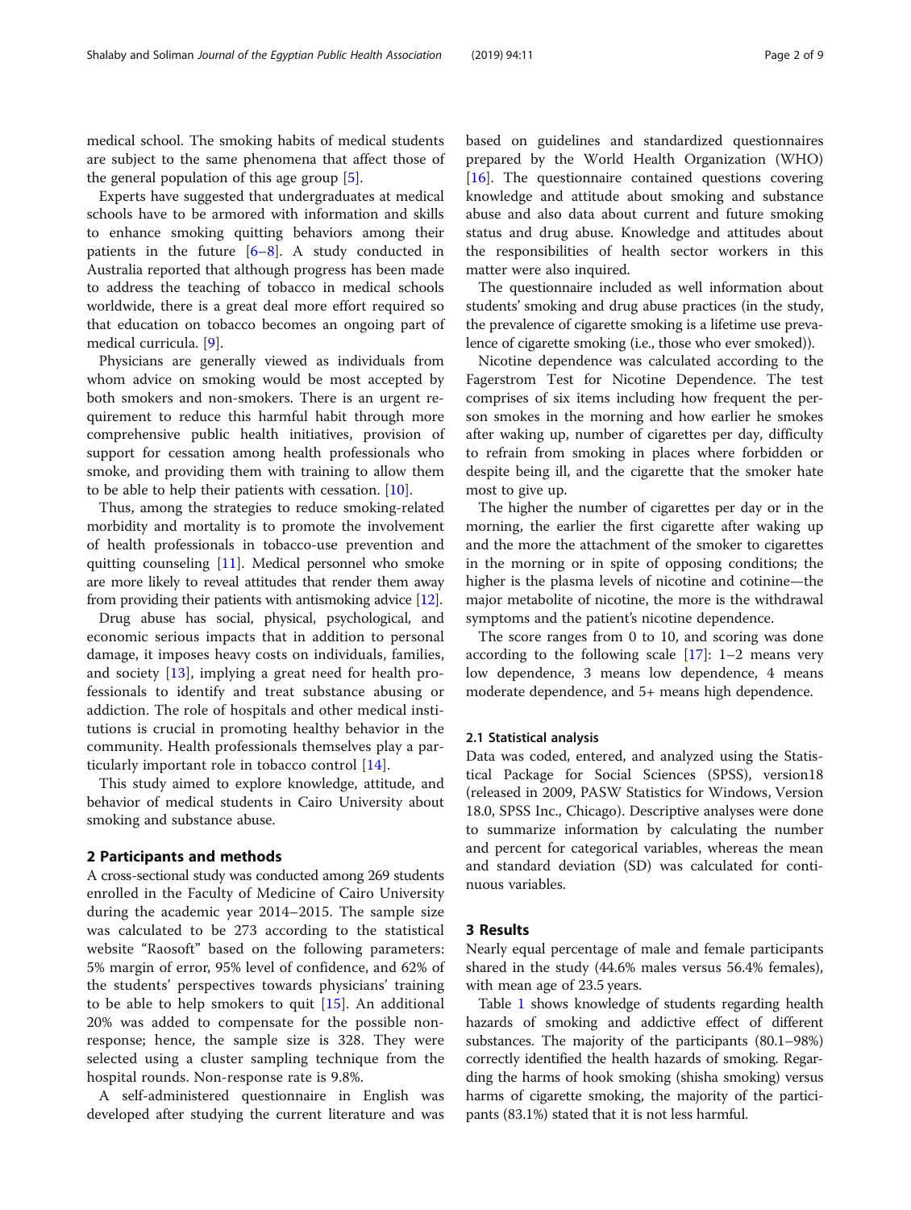medical school. The smoking habits of medical students are subject to the same phenomena that affect those of the general population of this age group [5].

Experts have suggested that undergraduates at medical schools have to be armored with information and skills to enhance smoking quitting behaviors among their patients in the future [6–8]. A study conducted in Australia reported that although progress has been made to address the teaching of tobacco in medical schools worldwide, there is a great deal more effort required so that education on tobacco becomes an ongoing part of medical curricula. [9].

Physicians are generally viewed as individuals from whom advice on smoking would be most accepted by both smokers and non-smokers. There is an urgent requirement to reduce this harmful habit through more comprehensive public health initiatives, provision of support for cessation among health professionals who smoke, and providing them with training to allow them to be able to help their patients with cessation. [10].

Thus, among the strategies to reduce smoking-related morbidity and mortality is to promote the involvement of health professionals in tobacco-use prevention and quitting counseling [11]. Medical personnel who smoke are more likely to reveal attitudes that render them away from providing their patients with antismoking advice [12].

Drug abuse has social, physical, psychological, and economic serious impacts that in addition to personal damage, it imposes heavy costs on individuals, families, and society [13], implying a great need for health professionals to identify and treat substance abusing or addiction. The role of hospitals and other medical institutions is crucial in promoting healthy behavior in the community. Health professionals themselves play a particularly important role in tobacco control [14].

This study aimed to explore knowledge, attitude, and behavior of medical students in Cairo University about smoking and substance abuse.

## 2 Participants and methods

A cross-sectional study was conducted among 269 students enrolled in the Faculty of Medicine of Cairo University during the academic year 2014–2015. The sample size was calculated to be 273 according to the statistical website "Raosoft" based on the following parameters: 5% margin of error, 95% level of confidence, and 62% of the students' perspectives towards physicians' training to be able to help smokers to quit [15]. An additional 20% was added to compensate for the possible non-response; hence, the sample size is 328. They were selected using a cluster sampling technique from the hospital rounds. Non-response rate is 9.8%.

A self-administered questionnaire in English was developed after studying the current literature and was based on guidelines and standardized questionnaires prepared by the World Health Organization (WHO) [16]. The questionnaire contained questions covering knowledge and attitude about smoking and substance abuse and also data about current and future smoking status and drug abuse. Knowledge and attitudes about the responsibilities of health sector workers in this matter were also inquired.

The questionnaire included as well information about students' smoking and drug abuse practices (in the study, the prevalence of cigarette smoking is a lifetime use prevalence of cigarette smoking (i.e., those who ever smoked)).

Nicotine dependence was calculated according to the Fagerstrom Test for Nicotine Dependence. The test comprises of six items including how frequent the person smokes in the morning and how earlier he smokes after waking up, number of cigarettes per day, difficulty to refrain from smoking in places where forbidden or despite being ill, and the cigarette that the smoker hate most to give up.

The higher the number of cigarettes per day or in the morning, the earlier the first cigarette after waking up and the more the attachment of the smoker to cigarettes in the morning or in spite of opposing conditions; the higher is the plasma levels of nicotine and cotinine—the major metabolite of nicotine, the more is the withdrawal symptoms and the patient's nicotine dependence.

The score ranges from 0 to 10, and scoring was done according to the following scale [17]: 1–2 means very low dependence, 3 means low dependence, 4 means moderate dependence, and 5+ means high dependence.

### 2.1 Statistical analysis

Data was coded, entered, and analyzed using the Statistical Package for Social Sciences (SPSS), version18 (released in 2009, PASW Statistics for Windows, Version 18.0, SPSS Inc., Chicago). Descriptive analyses were done to summarize information by calculating the number and percent for categorical variables, whereas the mean and standard deviation (SD) was calculated for continuous variables.

## 3 Results

Nearly equal percentage of male and female participants shared in the study (44.6% males versus 56.4% females), with mean age of 23.5 years.

Table 1 shows knowledge of students regarding health hazards of smoking and addictive effect of different substances. The majority of the participants (80.1–98%) correctly identified the health hazards of smoking. Regarding the harms of hook smoking (shisha smoking) versus harms of cigarette smoking, the majority of the participants (83.1%) stated that it is not less harmful.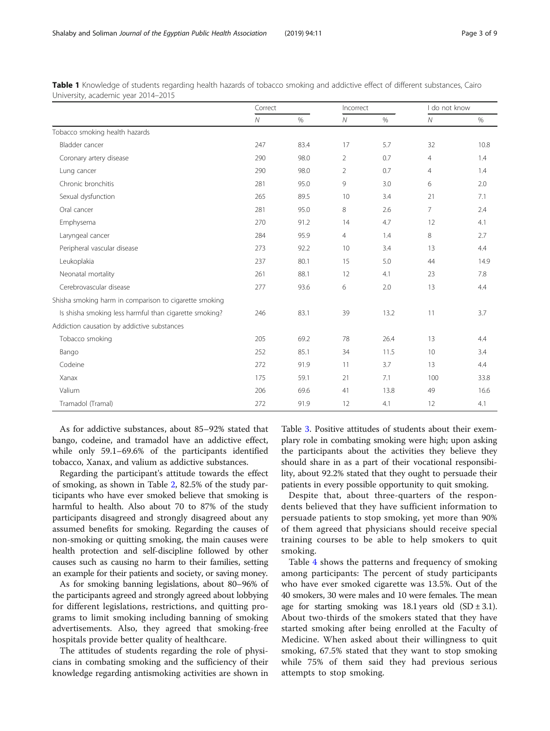**Table 1** Knowledge of students regarding health hazards of tobacco smoking and addictive effect of different substances, Cairo University, academic year 2014–2015

| | Correct | | Incorrect | | I do not know | |
|---|---|---|---|---|---|---|
| | N | % | N | % | N | % |
| Tobacco smoking health hazards | | | | | | |
| Bladder cancer | 247 | 83.4 | 17 | 5.7 | 32 | 10.8 |
| Coronary artery disease | 290 | 98.0 | 2 | 0.7 | 4 | 1.4 |
| Lung cancer | 290 | 98.0 | 2 | 0.7 | 4 | 1.4 |
| Chronic bronchitis | 281 | 95.0 | 9 | 3.0 | 6 | 2.0 |
| Sexual dysfunction | 265 | 89.5 | 10 | 3.4 | 21 | 7.1 |
| Oral cancer | 281 | 95.0 | 8 | 2.6 | 7 | 2.4 |
| Emphysema | 270 | 91.2 | 14 | 4.7 | 12 | 4.1 |
| Laryngeal cancer | 284 | 95.9 | 4 | 1.4 | 8 | 2.7 |
| Peripheral vascular disease | 273 | 92.2 | 10 | 3.4 | 13 | 4.4 |
| Leukoplakia | 237 | 80.1 | 15 | 5.0 | 44 | 14.9 |
| Neonatal mortality | 261 | 88.1 | 12 | 4.1 | 23 | 7.8 |
| Cerebrovascular disease | 277 | 93.6 | 6 | 2.0 | 13 | 4.4 |
| Shisha smoking harm in comparison to cigarette smoking | | | | | | |
| Is shisha smoking less harmful than cigarette smoking? | 246 | 83.1 | 39 | 13.2 | 11 | 3.7 |
| Addiction causation by addictive substances | | | | | | |
| Tobacco smoking | 205 | 69.2 | 78 | 26.4 | 13 | 4.4 |
| Bango | 252 | 85.1 | 34 | 11.5 | 10 | 3.4 |
| Codeine | 272 | 91.9 | 11 | 3.7 | 13 | 4.4 |
| Xanax | 175 | 59.1 | 21 | 7.1 | 100 | 33.8 |
| Valium | 206 | 69.6 | 41 | 13.8 | 49 | 16.6 |
| Tramadol (Tramal) | 272 | 91.9 | 12 | 4.1 | 12 | 4.1 |

As for addictive substances, about 85–92% stated that bango, codeine, and tramadol have an addictive effect, while only 59.1–69.6% of the participants identified tobacco, Xanax, and valium as addictive substances.

Regarding the participant's attitude towards the effect of smoking, as shown in Table 2, 82.5% of the study participants who have ever smoked believe that smoking is harmful to health. Also about 70 to 87% of the study participants disagreed and strongly disagreed about any assumed benefits for smoking. Regarding the causes of non-smoking or quitting smoking, the main causes were health protection and self-discipline followed by other causes such as causing no harm to their families, setting an example for their patients and society, or saving money.

As for smoking banning legislations, about 80–96% of the participants agreed and strongly agreed about lobbying for different legislations, restrictions, and quitting programs to limit smoking including banning of smoking advertisements. Also, they agreed that smoking-free hospitals provide better quality of healthcare.

The attitudes of students regarding the role of physicians in combating smoking and the sufficiency of their knowledge regarding antismoking activities are shown in Table 3. Positive attitudes of students about their exemplary role in combating smoking were high; upon asking the participants about the activities they believe they should share in as a part of their vocational responsibility, about 92.2% stated that they ought to persuade their patients in every possible opportunity to quit smoking.

Despite that, about three-quarters of the respondents believed that they have sufficient information to persuade patients to stop smoking, yet more than 90% of them agreed that physicians should receive special training courses to be able to help smokers to quit smoking.

Table 4 shows the patterns and frequency of smoking among participants: The percent of study participants who have ever smoked cigarette was 13.5%. Out of the 40 smokers, 30 were males and 10 were females. The mean age for starting smoking was 18.1 years old (SD ± 3.1). About two-thirds of the smokers stated that they have started smoking after being enrolled at the Faculty of Medicine. When asked about their willingness to quit smoking, 67.5% stated that they want to stop smoking while 75% of them said they had previous serious attempts to stop smoking.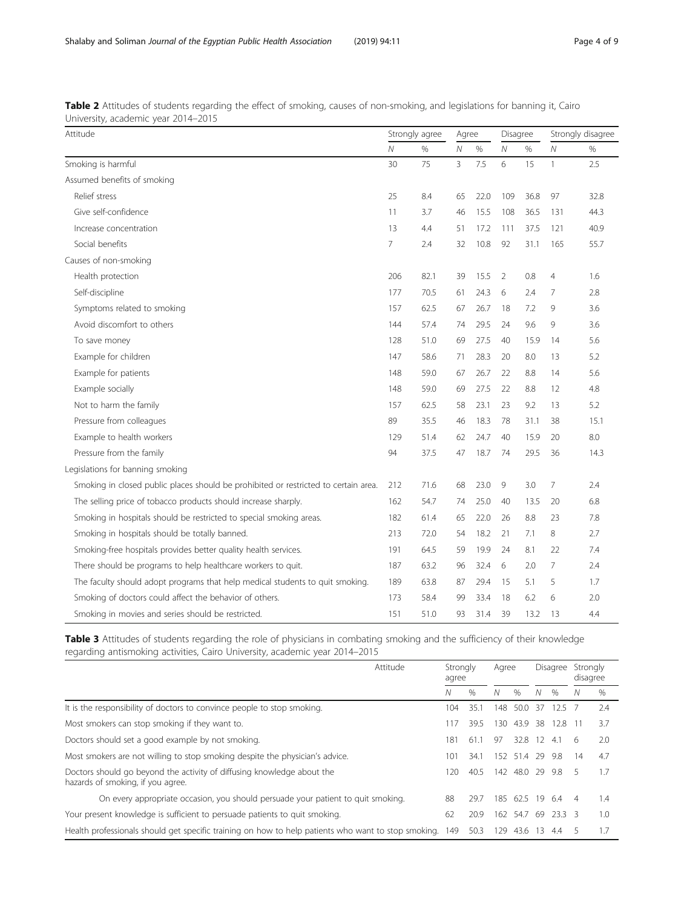**Table 2** Attitudes of students regarding the effect of smoking, causes of non-smoking, and legislations for banning it, Cairo University, academic year 2014–2015

| Attitude | Strongly agree | | Agree | | Disagree | | Strongly disagree | |
|---|---|---|---|---|---|---|---|---|
| | N | % | N | % | N | % | N | % |
| Smoking is harmful | 30 | 75 | 3 | 7.5 | 6 | 15 | 1 | 2.5 |
| Assumed benefits of smoking | | | | | | | | |
| Relief stress | 25 | 8.4 | 65 | 22.0 | 109 | 36.8 | 97 | 32.8 |
| Give self-confidence | 11 | 3.7 | 46 | 15.5 | 108 | 36.5 | 131 | 44.3 |
| Increase concentration | 13 | 4.4 | 51 | 17.2 | 111 | 37.5 | 121 | 40.9 |
| Social benefits | 7 | 2.4 | 32 | 10.8 | 92 | 31.1 | 165 | 55.7 |
| Causes of non-smoking | | | | | | | | |
| Health protection | 206 | 82.1 | 39 | 15.5 | 2 | 0.8 | 4 | 1.6 |
| Self-discipline | 177 | 70.5 | 61 | 24.3 | 6 | 2.4 | 7 | 2.8 |
| Symptoms related to smoking | 157 | 62.5 | 67 | 26.7 | 18 | 7.2 | 9 | 3.6 |
| Avoid discomfort to others | 144 | 57.4 | 74 | 29.5 | 24 | 9.6 | 9 | 3.6 |
| To save money | 128 | 51.0 | 69 | 27.5 | 40 | 15.9 | 14 | 5.6 |
| Example for children | 147 | 58.6 | 71 | 28.3 | 20 | 8.0 | 13 | 5.2 |
| Example for patients | 148 | 59.0 | 67 | 26.7 | 22 | 8.8 | 14 | 5.6 |
| Example socially | 148 | 59.0 | 69 | 27.5 | 22 | 8.8 | 12 | 4.8 |
| Not to harm the family | 157 | 62.5 | 58 | 23.1 | 23 | 9.2 | 13 | 5.2 |
| Pressure from colleagues | 89 | 35.5 | 46 | 18.3 | 78 | 31.1 | 38 | 15.1 |
| Example to health workers | 129 | 51.4 | 62 | 24.7 | 40 | 15.9 | 20 | 8.0 |
| Pressure from the family | 94 | 37.5 | 47 | 18.7 | 74 | 29.5 | 36 | 14.3 |
| Legislations for banning smoking | | | | | | | | |
| Smoking in closed public places should be prohibited or restricted to certain area. | 212 | 71.6 | 68 | 23.0 | 9 | 3.0 | 7 | 2.4 |
| The selling price of tobacco products should increase sharply. | 162 | 54.7 | 74 | 25.0 | 40 | 13.5 | 20 | 6.8 |
| Smoking in hospitals should be restricted to special smoking areas. | 182 | 61.4 | 65 | 22.0 | 26 | 8.8 | 23 | 7.8 |
| Smoking in hospitals should be totally banned. | 213 | 72.0 | 54 | 18.2 | 21 | 7.1 | 8 | 2.7 |
| Smoking-free hospitals provides better quality health services. | 191 | 64.5 | 59 | 19.9 | 24 | 8.1 | 22 | 7.4 |
| There should be programs to help healthcare workers to quit. | 187 | 63.2 | 96 | 32.4 | 6 | 2.0 | 7 | 2.4 |
| The faculty should adopt programs that help medical students to quit smoking. | 189 | 63.8 | 87 | 29.4 | 15 | 5.1 | 5 | 1.7 |
| Smoking of doctors could affect the behavior of others. | 173 | 58.4 | 99 | 33.4 | 18 | 6.2 | 6 | 2.0 |
| Smoking in movies and series should be restricted. | 151 | 51.0 | 93 | 31.4 | 39 | 13.2 | 13 | 4.4 |

**Table 3** Attitudes of students regarding the role of physicians in combating smoking and the sufficiency of their knowledge regarding antismoking activities, Cairo University, academic year 2014–2015

| Attitude | Strongly agree | | Agree | | Disagree | | Strongly disagree | |
|---|---|---|---|---|---|---|---|---|
| | N | % | N | % | N | % | N | % |
| It is the responsibility of doctors to convince people to stop smoking. | 104 | 35.1 | 148 | 50.0 | 37 | 12.5 | 7 | 2.4 |
| Most smokers can stop smoking if they want to. | 117 | 39.5 | 130 | 43.9 | 38 | 12.8 | 11 | 3.7 |
| Doctors should set a good example by not smoking. | 181 | 61.1 | 97 | 32.8 | 12 | 4.1 | 6 | 2.0 |
| Most smokers are not willing to stop smoking despite the physician's advice. | 101 | 34.1 | 152 | 51.4 | 29 | 9.8 | 14 | 4.7 |
| Doctors should go beyond the activity of diffusing knowledge about the hazards of smoking, if you agree. | 120 | 40.5 | 142 | 48.0 | 29 | 9.8 | 5 | 1.7 |
| On every appropriate occasion, you should persuade your patient to quit smoking. | 88 | 29.7 | 185 | 62.5 | 19 | 6.4 | 4 | 1.4 |
| Your present knowledge is sufficient to persuade patients to quit smoking. | 62 | 20.9 | 162 | 54.7 | 69 | 23.3 | 3 | 1.0 |
| Health professionals should get specific training on how to help patients who want to stop smoking. | 149 | 50.3 | 129 | 43.6 | 13 | 4.4 | 5 | 1.7 |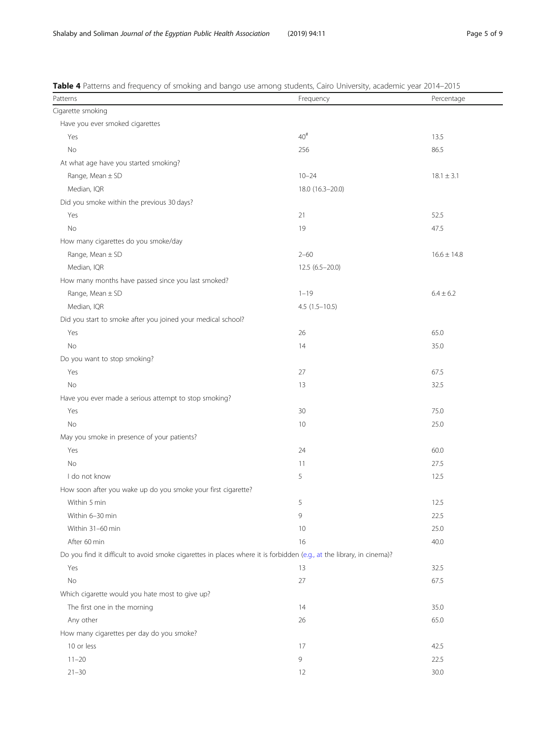**Table 4** Patterns and frequency of smoking and bango use among students, Cairo University, academic year 2014–2015

| Patterns | Frequency | Percentage |
| --- | --- | --- |
| Cigarette smoking | | |
| Have you ever smoked cigarettes | | |
| Yes | 40[#] | 13.5 |
| No | 256 | 86.5 |
| At what age have you started smoking? | | |
| Range, Mean ± SD | 10–24 | 18.1 ± 3.1 |
| Median, IQR | 18.0 (16.3–20.0) | |
| Did you smoke within the previous 30 days? | | |
| Yes | 21 | 52.5 |
| No | 19 | 47.5 |
| How many cigarettes do you smoke/day | | |
| Range, Mean ± SD | 2–60 | 16.6 ± 14.8 |
| Median, IQR | 12.5 (6.5–20.0) | |
| How many months have passed since you last smoked? | | |
| Range, Mean ± SD | 1–19 | 6.4 ± 6.2 |
| Median, IQR | 4.5 (1.5–10.5) | |
| Did you start to smoke after you joined your medical school? | | |
| Yes | 26 | 65.0 |
| No | 14 | 35.0 |
| Do you want to stop smoking? | | |
| Yes | 27 | 67.5 |
| No | 13 | 32.5 |
| Have you ever made a serious attempt to stop smoking? | | |
| Yes | 30 | 75.0 |
| No | 10 | 25.0 |
| May you smoke in presence of your patients? | | |
| Yes | 24 | 60.0 |
| No | 11 | 27.5 |
| I do not know | 5 | 12.5 |
| How soon after you wake up do you smoke your first cigarette? | | |
| Within 5 min | 5 | 12.5 |
| Within 6–30 min | 9 | 22.5 |
| Within 31–60 min | 10 | 25.0 |
| After 60 min | 16 | 40.0 |
| Do you find it difficult to avoid smoke cigarettes in places where it is forbidden (e.g., at the library, in cinema)? | | |
| Yes | 13 | 32.5 |
| No | 27 | 67.5 |
| Which cigarette would you hate most to give up? | | |
| The first one in the morning | 14 | 35.0 |
| Any other | 26 | 65.0 |
| How many cigarettes per day do you smoke? | | |
| 10 or less | 17 | 42.5 |
| 11–20 | 9 | 22.5 |
| 21–30 | 12 | 30.0 |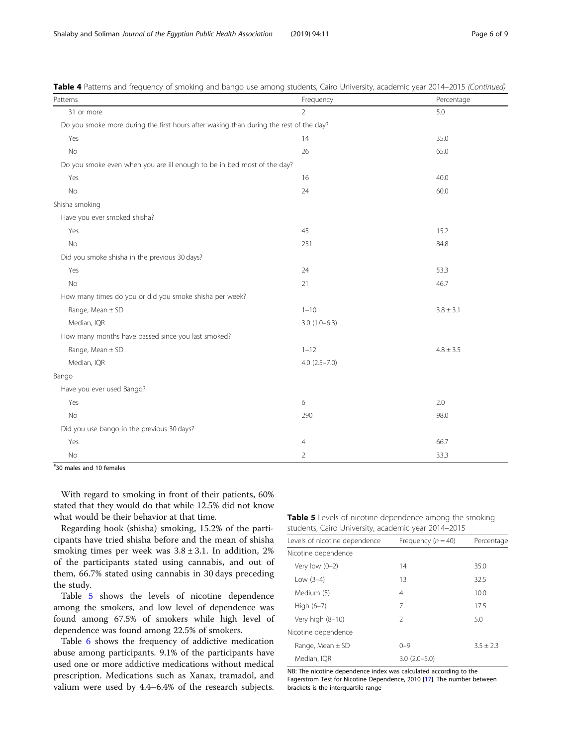**Table 4** Patterns and frequency of smoking and bango use among students, Cairo University, academic year 2014–2015 *(Continued)*

| Patterns | Frequency | Percentage |
| --- | --- | --- |
| 31 or more | 2 | 5.0 |
| Do you smoke more during the first hours after waking than during the rest of the day? | | |
| Yes | 14 | 35.0 |
| No | 26 | 65.0 |
| Do you smoke even when you are ill enough to be in bed most of the day? | | |
| Yes | 16 | 40.0 |
| No | 24 | 60.0 |
| Shisha smoking | | |
| Have you ever smoked shisha? | | |
| Yes | 45 | 15.2 |
| No | 251 | 84.8 |
| Did you smoke shisha in the previous 30 days? | | |
| Yes | 24 | 53.3 |
| No | 21 | 46.7 |
| How many times do you or did you smoke shisha per week? | | |
| Range, Mean ± SD | 1–10 | 3.8 ± 3.1 |
| Median, IQR | 3.0 (1.0–6.3) | |
| How many months have passed since you last smoked? | | |
| Range, Mean ± SD | 1–12 | 4.8 ± 3.5 |
| Median, IQR | 4.0 (2.5–7.0) | |
| Bango | | |
| Have you ever used Bango? | | |
| Yes | 6 | 2.0 |
| No | 290 | 98.0 |
| Did you use bango in the previous 30 days? | | |
| Yes | 4 | 66.7 |
| No | 2 | 33.3 |

[#] 30 males and 10 females

With regard to smoking in front of their patients, 60% stated that they would do that while 12.5% did not know what would be their behavior at that time.

Regarding hook (shisha) smoking, 15.2% of the participants have tried shisha before and the mean of shisha smoking times per week was 3.8 ± 3.1. In addition, 2% of the participants stated using cannabis, and out of them, 66.7% stated using cannabis in 30 days preceding the study.

Table 5 shows the levels of nicotine dependence among the smokers, and low level of dependence was found among 67.5% of smokers while high level of dependence was found among 22.5% of smokers.

Table 6 shows the frequency of addictive medication abuse among participants. 9.1% of the participants have used one or more addictive medications without medical prescription. Medications such as Xanax, tramadol, and valium were used by 4.4–6.4% of the research subjects.

**Table 5** Levels of nicotine dependence among the smoking students, Cairo University, academic year 2014–2015

| Levels of nicotine dependence | Frequency ($n = 40$) | Percentage |
| --- | --- | --- |
| Nicotine dependence | | |
| Very low (0–2) | 14 | 35.0 |
| Low (3–4) | 13 | 32.5 |
| Medium (5) | 4 | 10.0 |
| High (6–7) | 7 | 17.5 |
| Very high (8–10) | 2 | 5.0 |
| Nicotine dependence | | |
| Range, Mean ± SD | 0–9 | 3.5 ± 2.3 |
| Median, IQR | 3.0 (2.0–5.0) | |

NB: The nicotine dependence index was calculated according to the Fagerstrom Test for Nicotine Dependence, 2010 [17]. The number between brackets is the interquartile range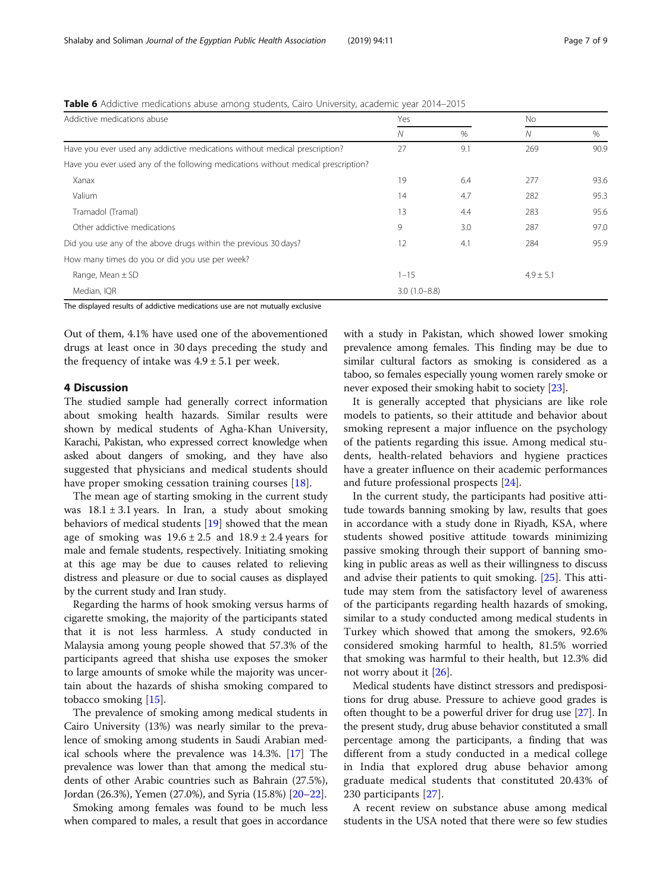**Table 6** Addictive medications abuse among students, Cairo University, academic year 2014–2015

| Addictive medications abuse | Yes | | No | |
|---|---|---|---|---|
| | N | % | N | % |
| Have you ever used any addictive medications without medical prescription? | 27 | 9.1 | 269 | 90.9 |
| Have you ever used any of the following medications without medical prescription? | | | | |
| Xanax | 19 | 6.4 | 277 | 93.6 |
| Valium | 14 | 4.7 | 282 | 95.3 |
| Tramadol (Tramal) | 13 | 4.4 | 283 | 95.6 |
| Other addictive medications | 9 | 3.0 | 287 | 97.0 |
| Did you use any of the above drugs within the previous 30 days? | 12 | 4.1 | 284 | 95.9 |
| How many times do you or did you use per week? | | | | |
| Range, Mean ± SD | 1–15 | | 4.9 ± 5.1 | |
| Median, IQR | 3.0 (1.0–8.8) | | | |

The displayed results of addictive medications use are not mutually exclusive

Out of them, 4.1% have used one of the abovementioned drugs at least once in 30 days preceding the study and the frequency of intake was 4.9 ± 5.1 per week.

## 4 Discussion

The studied sample had generally correct information about smoking health hazards. Similar results were shown by medical students of Agha-Khan University, Karachi, Pakistan, who expressed correct knowledge when asked about dangers of smoking, and they have also suggested that physicians and medical students should have proper smoking cessation training courses [18].

The mean age of starting smoking in the current study was 18.1 ± 3.1 years. In Iran, a study about smoking behaviors of medical students [19] showed that the mean age of smoking was 19.6 ± 2.5 and 18.9 ± 2.4 years for male and female students, respectively. Initiating smoking at this age may be due to causes related to relieving distress and pleasure or due to social causes as displayed by the current study and Iran study.

Regarding the harms of hook smoking versus harms of cigarette smoking, the majority of the participants stated that it is not less harmless. A study conducted in Malaysia among young people showed that 57.3% of the participants agreed that shisha use exposes the smoker to large amounts of smoke while the majority was uncertain about the hazards of shisha smoking compared to tobacco smoking [15].

The prevalence of smoking among medical students in Cairo University (13%) was nearly similar to the prevalence of smoking among students in Saudi Arabian medical schools where the prevalence was 14.3%. [17] The prevalence was lower than that among the medical students of other Arabic countries such as Bahrain (27.5%), Jordan (26.3%), Yemen (27.0%), and Syria (15.8%) [20–22].

Smoking among females was found to be much less when compared to males, a result that goes in accordance with a study in Pakistan, which showed lower smoking prevalence among females. This finding may be due to similar cultural factors as smoking is considered as a taboo, so females especially young women rarely smoke or never exposed their smoking habit to society [23].

It is generally accepted that physicians are like role models to patients, so their attitude and behavior about smoking represent a major influence on the psychology of the patients regarding this issue. Among medical students, health-related behaviors and hygiene practices have a greater influence on their academic performances and future professional prospects [24].

In the current study, the participants had positive attitude towards banning smoking by law, results that goes in accordance with a study done in Riyadh, KSA, where students showed positive attitude towards minimizing passive smoking through their support of banning smoking in public areas as well as their willingness to discuss and advise their patients to quit smoking. [25]. This attitude may stem from the satisfactory level of awareness of the participants regarding health hazards of smoking, similar to a study conducted among medical students in Turkey which showed that among the smokers, 92.6% considered smoking harmful to health, 81.5% worried that smoking was harmful to their health, but 12.3% did not worry about it [26].

Medical students have distinct stressors and predispositions for drug abuse. Pressure to achieve good grades is often thought to be a powerful driver for drug use [27]. In the present study, drug abuse behavior constituted a small percentage among the participants, a finding that was different from a study conducted in a medical college in India that explored drug abuse behavior among graduate medical students that constituted 20.43% of 230 participants [27].

A recent review on substance abuse among medical students in the USA noted that there were so few studies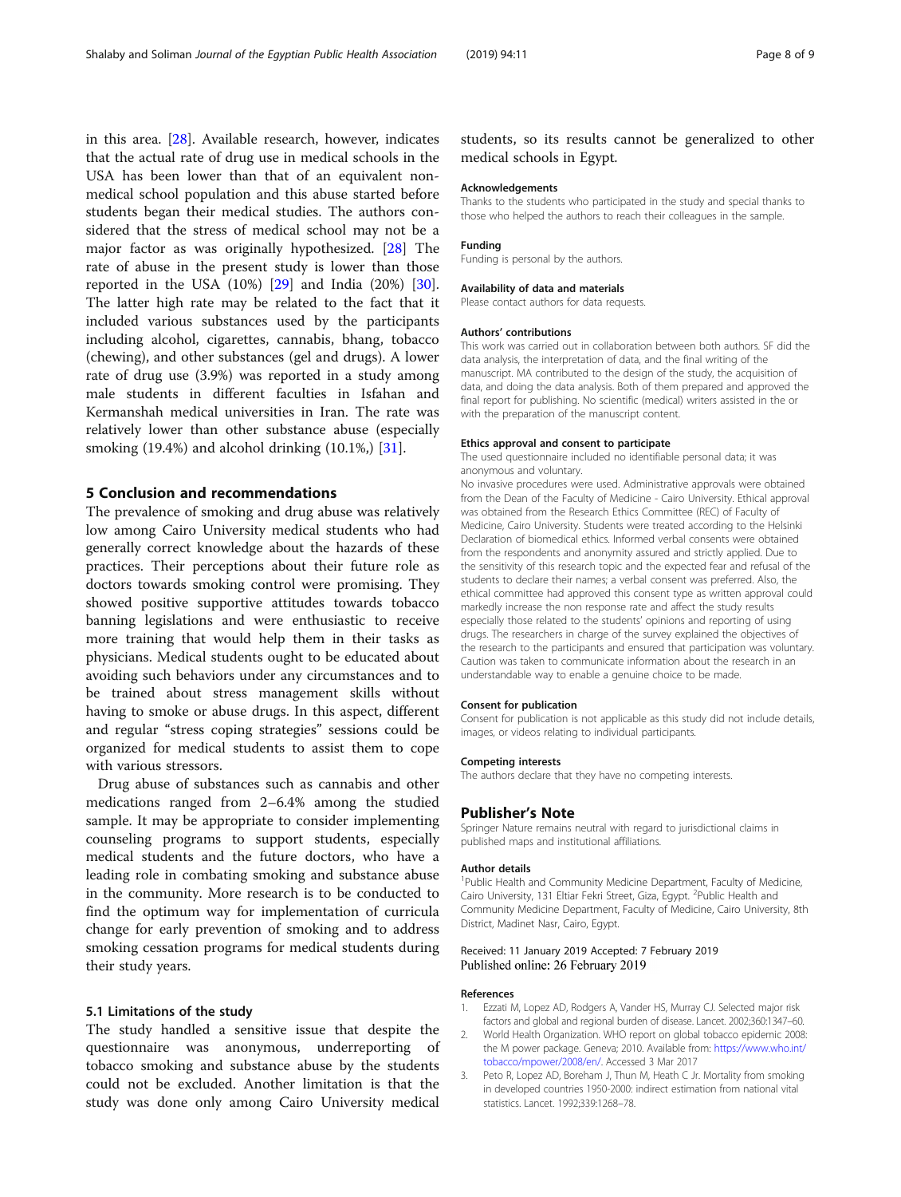in this area. [28]. Available research, however, indicates that the actual rate of drug use in medical schools in the USA has been lower than that of an equivalent non-medical school population and this abuse started before students began their medical studies. The authors considered that the stress of medical school may not be a major factor as was originally hypothesized. [28] The rate of abuse in the present study is lower than those reported in the USA (10%) [29] and India (20%) [30]. The latter high rate may be related to the fact that it included various substances used by the participants including alcohol, cigarettes, cannabis, bhang, tobacco (chewing), and other substances (gel and drugs). A lower rate of drug use (3.9%) was reported in a study among male students in different faculties in Isfahan and Kermanshah medical universities in Iran. The rate was relatively lower than other substance abuse (especially smoking (19.4%) and alcohol drinking (10.1%,) [31].

## 5 Conclusion and recommendations

The prevalence of smoking and drug abuse was relatively low among Cairo University medical students who had generally correct knowledge about the hazards of these practices. Their perceptions about their future role as doctors towards smoking control were promising. They showed positive supportive attitudes towards tobacco banning legislations and were enthusiastic to receive more training that would help them in their tasks as physicians. Medical students ought to be educated about avoiding such behaviors under any circumstances and to be trained about stress management skills without having to smoke or abuse drugs. In this aspect, different and regular "stress coping strategies" sessions could be organized for medical students to assist them to cope with various stressors.

Drug abuse of substances such as cannabis and other medications ranged from 2–6.4% among the studied sample. It may be appropriate to consider implementing counseling programs to support students, especially medical students and the future doctors, who have a leading role in combating smoking and substance abuse in the community. More research is to be conducted to find the optimum way for implementation of curricula change for early prevention of smoking and to address smoking cessation programs for medical students during their study years.

### 5.1 Limitations of the study

The study handled a sensitive issue that despite the questionnaire was anonymous, underreporting of tobacco smoking and substance abuse by the students could not be excluded. Another limitation is that the study was done only among Cairo University medical students, so its results cannot be generalized to other medical schools in Egypt.

#### Acknowledgements

Thanks to the students who participated in the study and special thanks to those who helped the authors to reach their colleagues in the sample.

#### Funding

Funding is personal by the authors.

#### Availability of data and materials

Please contact authors for data requests.

#### Authors' contributions

This work was carried out in collaboration between both authors. SF did the data analysis, the interpretation of data, and the final writing of the manuscript. MA contributed to the design of the study, the acquisition of data, and doing the data analysis. Both of them prepared and approved the final report for publishing. No scientific (medical) writers assisted in the or with the preparation of the manuscript content.

#### Ethics approval and consent to participate

The used questionnaire included no identifiable personal data; it was anonymous and voluntary.

No invasive procedures were used. Administrative approvals were obtained from the Dean of the Faculty of Medicine - Cairo University. Ethical approval was obtained from the Research Ethics Committee (REC) of Faculty of Medicine, Cairo University. Students were treated according to the Helsinki Declaration of biomedical ethics. Informed verbal consents were obtained from the respondents and anonymity assured and strictly applied. Due to the sensitivity of this research topic and the expected fear and refusal of the students to declare their names; a verbal consent was preferred. Also, the ethical committee had approved this consent type as written approval could markedly increase the non response rate and affect the study results especially those related to the students' opinions and reporting of using drugs. The researchers in charge of the survey explained the objectives of the research to the participants and ensured that participation was voluntary. Caution was taken to communicate information about the research in an understandable way to enable a genuine choice to be made.

#### Consent for publication

Consent for publication is not applicable as this study did not include details, images, or videos relating to individual participants.

#### Competing interests

The authors declare that they have no competing interests.

## Publisher's Note

Springer Nature remains neutral with regard to jurisdictional claims in published maps and institutional affiliations.

#### Author details

[1]Public Health and Community Medicine Department, Faculty of Medicine, Cairo University, 131 Eltiar Fekri Street, Giza, Egypt. [2]Public Health and Community Medicine Department, Faculty of Medicine, Cairo University, 8th District, Madinet Nasr, Cairo, Egypt.

Received: 11 January 2019 Accepted: 7 February 2019
Published online: 26 February 2019

#### References

1. Ezzati M, Lopez AD, Rodgers A, Vander HS, Murray CJ. Selected major risk factors and global and regional burden of disease. Lancet. 2002;360:1347–60.
2. World Health Organization. WHO report on global tobacco epidemic 2008: the M power package. Geneva; 2010. Available from: https://www.who.int/tobacco/mpower/2008/en/. Accessed 3 Mar 2017
3. Peto R, Lopez AD, Boreham J, Thun M, Heath C Jr. Mortality from smoking in developed countries 1950-2000: indirect estimation from national vital statistics. Lancet. 1992;339:1268–78.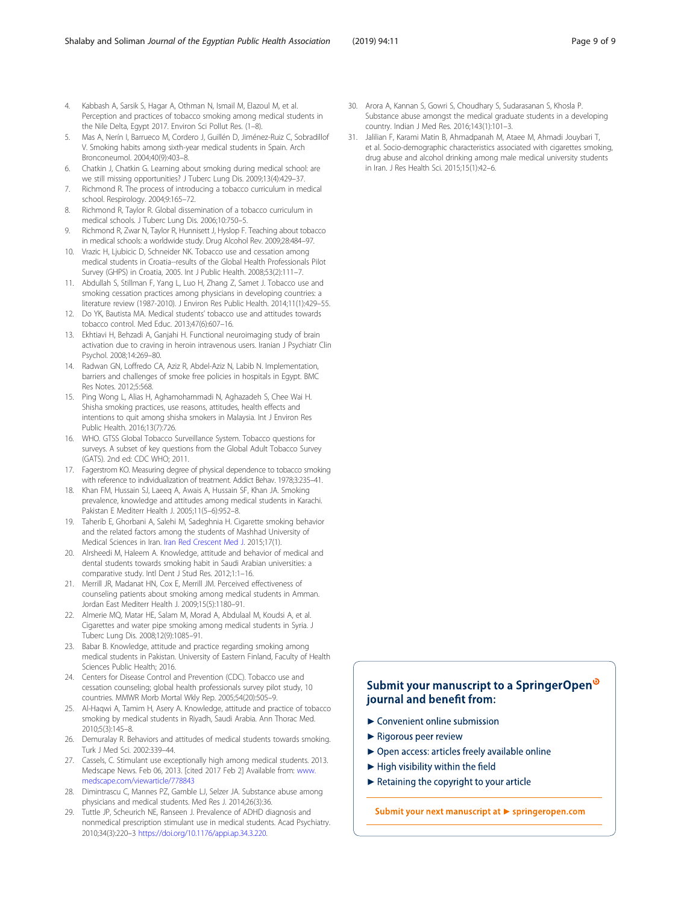4. Kabbash A, Sarsik S, Hagar A, Othman N, Ismail M, Elazoul M, et al. Perception and practices of tobacco smoking among medical students in the Nile Delta, Egypt 2017. Environ Sci Pollut Res. (1–8).
5. Mas A, Nerín I, Barrueco M, Cordero J, Guillén D, Jiménez-Ruiz C, Sobradillof V. Smoking habits among sixth-year medical students in Spain. Arch Bronconeumol. 2004;40(9):403–8.
6. Chatkin J, Chatkin G. Learning about smoking during medical school: are we still missing opportunities? J Tuberc Lung Dis. 2009;13(4):429–37.
7. Richmond R. The process of introducing a tobacco curriculum in medical school. Respirology. 2004;9:165–72.
8. Richmond R, Taylor R. Global dissemination of a tobacco curriculum in medical schools. J Tuberc Lung Dis. 2006;10:750–5.
9. Richmond R, Zwar N, Taylor R, Hunnisett J, Hyslop F. Teaching about tobacco in medical schools: a worldwide study. Drug Alcohol Rev. 2009;28:484–97.
10. Vrazic H, Ljubicic D, Schneider NK. Tobacco use and cessation among medical students in Croatia--results of the Global Health Professionals Pilot Survey (GHPS) in Croatia, 2005. Int J Public Health. 2008;53(2):111–7.
11. Abdullah S, Stillman F, Yang L, Luo H, Zhang Z, Samet J. Tobacco use and smoking cessation practices among physicians in developing countries: a literature review (1987-2010). J Environ Res Public Health. 2014;11(1):429–55.
12. Do YK, Bautista MA. Medical students' tobacco use and attitudes towards tobacco control. Med Educ. 2013;47(6):607–16.
13. Ekhtiavi H, Behzadi A, Ganjahi H. Functional neuroimaging study of brain activation due to craving in heroin intravenous users. Iranian J Psychiatr Clin Psychol. 2008;14:269–80.
14. Radwan GN, Loffredo CA, Aziz R, Abdel-Aziz N, Labib N. Implementation, barriers and challenges of smoke free policies in hospitals in Egypt. BMC Res Notes. 2012;5:568.
15. Ping Wong L, Alias H, Aghamohammadi N, Aghazadeh S, Chee Wai H. Shisha smoking practices, use reasons, attitudes, health effects and intentions to quit among shisha smokers in Malaysia. Int J Environ Res Public Health. 2016;13(7):726.
16. WHO. GTSS Global Tobacco Surveillance System. Tobacco questions for surveys. A subset of key questions from the Global Adult Tobacco Survey (GATS). 2nd ed: CDC WHO; 2011.
17. Fagerstrom KO. Measuring degree of physical dependence to tobacco smoking with reference to individualization of treatment. Addict Behav. 1978;3:235–41.
18. Khan FM, Hussain SJ, Laeeq A, Awais A, Hussain SF, Khan JA. Smoking prevalence, knowledge and attitudes among medical students in Karachi. Pakistan E Mediterr Health J. 2005;11(5–6):952–8.
19. Taherib E, Ghorbani A, Salehi M, Sadeghnia H. Cigarette smoking behavior and the related factors among the students of Mashhad University of Medical Sciences in Iran. Iran Red Crescent Med J. 2015;17(1).
20. Alrsheedi M, Haleem A. Knowledge, attitude and behavior of medical and dental students towards smoking habit in Saudi Arabian universities: a comparative study. Intl Dent J Stud Res. 2012;1:1–16.
21. Merrill JR, Madanat HN, Cox E, Merrill JM. Perceived effectiveness of counseling patients about smoking among medical students in Amman. Jordan East Mediterr Health J. 2009;15(5):1180–91.
22. Almerie MQ, Matar HE, Salam M, Morad A, Abdulaal M, Koudsi A, et al. Cigarettes and water pipe smoking among medical students in Syria. J Tuberc Lung Dis. 2008;12(9):1085–91.
23. Babar B. Knowledge, attitude and practice regarding smoking among medical students in Pakistan. University of Eastern Finland, Faculty of Health Sciences Public Health; 2016.
24. Centers for Disease Control and Prevention (CDC). Tobacco use and cessation counseling; global health professionals survey pilot study, 10 countries. MMWR Morb Mortal Wkly Rep. 2005;54(20):505–9.
25. Al-Haqwi A, Tamim H, Asery A. Knowledge, attitude and practice of tobacco smoking by medical students in Riyadh, Saudi Arabia. Ann Thorac Med. 2010;5(3):145–8.
26. Demuralay R. Behaviors and attitudes of medical students towards smoking. Turk J Med Sci. 2002:339–44.
27. Cassels, C. Stimulant use exceptionally high among medical students. 2013. Medscape News. Feb 06, 2013. [cited 2017 Feb 2] Available from: www.medscape.com/viewarticle/778843
28. Dimintrascu C, Mannes PZ, Gamble LJ, Selzer JA. Substance abuse among physicians and medical students. Med Res J. 2014;26(3):36.
29. Tuttle JP, Scheurich NE, Ranseen J. Prevalence of ADHD diagnosis and nonmedical prescription stimulant use in medical students. Acad Psychiatry. 2010;34(3):220–3 https://doi.org/10.1176/appi.ap.34.3.220.
30. Arora A, Kannan S, Gowri S, Choudhary S, Sudarasanan S, Khosla P. Substance abuse amongst the medical graduate students in a developing country. Indian J Med Res. 2016;143(1):101–3.
31. Jalilian F, Karami Matin B, Ahmadpanah M, Ataee M, Ahmadi Jouybari T, et al. Socio-demographic characteristics associated with cigarettes smoking, drug abuse and alcohol drinking among male medical university students in Iran. J Res Health Sci. 2015;15(1):42–6.

**Submit your manuscript to a SpringerOpen journal and benefit from:**

- ► Convenient online submission
- ► Rigorous peer review
- ► Open access: articles freely available online
- ► High visibility within the field
- ► Retaining the copyright to your article

**Submit your next manuscript at ► springeropen.com**